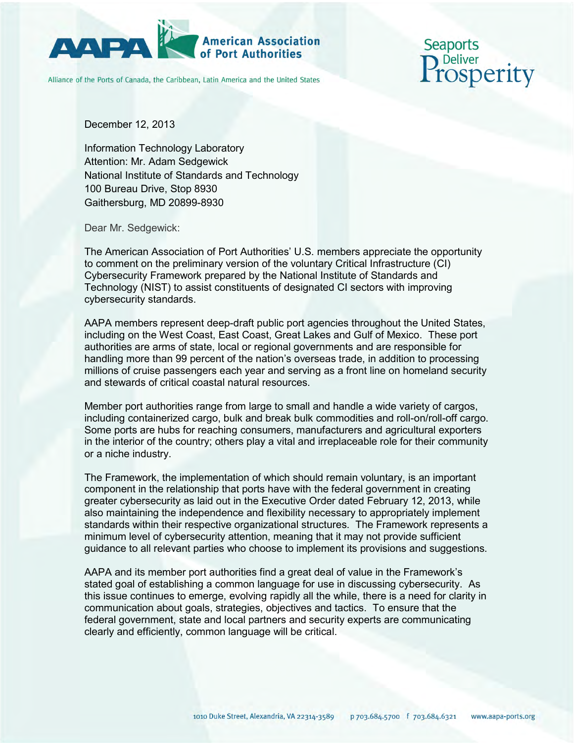AAPA American Association of Port Authorities

Alliance of the Ports of Canada, the Caribbean, Latin America and the United States

Seaports Deliver Prosperity

December 12, 2013

Information Technology Laboratory
Attention: Mr. Adam Sedgewick
National Institute of Standards and Technology
100 Bureau Drive, Stop 8930
Gaithersburg, MD 20899-8930

Dear Mr. Sedgewick:

The American Association of Port Authorities' U.S. members appreciate the opportunity to comment on the preliminary version of the voluntary Critical Infrastructure (CI) Cybersecurity Framework prepared by the National Institute of Standards and Technology (NIST) to assist constituents of designated CI sectors with improving cybersecurity standards.

AAPA members represent deep-draft public port agencies throughout the United States, including on the West Coast, East Coast, Great Lakes and Gulf of Mexico. These port authorities are arms of state, local or regional governments and are responsible for handling more than 99 percent of the nation's overseas trade, in addition to processing millions of cruise passengers each year and serving as a front line on homeland security and stewards of critical coastal natural resources.

Member port authorities range from large to small and handle a wide variety of cargos, including containerized cargo, bulk and break bulk commodities and roll-on/roll-off cargo. Some ports are hubs for reaching consumers, manufacturers and agricultural exporters in the interior of the country; others play a vital and irreplaceable role for their community or a niche industry.

The Framework, the implementation of which should remain voluntary, is an important component in the relationship that ports have with the federal government in creating greater cybersecurity as laid out in the Executive Order dated February 12, 2013, while also maintaining the independence and flexibility necessary to appropriately implement standards within their respective organizational structures. The Framework represents a minimum level of cybersecurity attention, meaning that it may not provide sufficient guidance to all relevant parties who choose to implement its provisions and suggestions.

AAPA and its member port authorities find a great deal of value in the Framework's stated goal of establishing a common language for use in discussing cybersecurity. As this issue continues to emerge, evolving rapidly all the while, there is a need for clarity in communication about goals, strategies, objectives and tactics. To ensure that the federal government, state and local partners and security experts are communicating clearly and efficiently, common language will be critical.

1010 Duke Street, Alexandria, VA 22314-3589 p 703.684.5700 f 703.684.6321 www.aapa-ports.org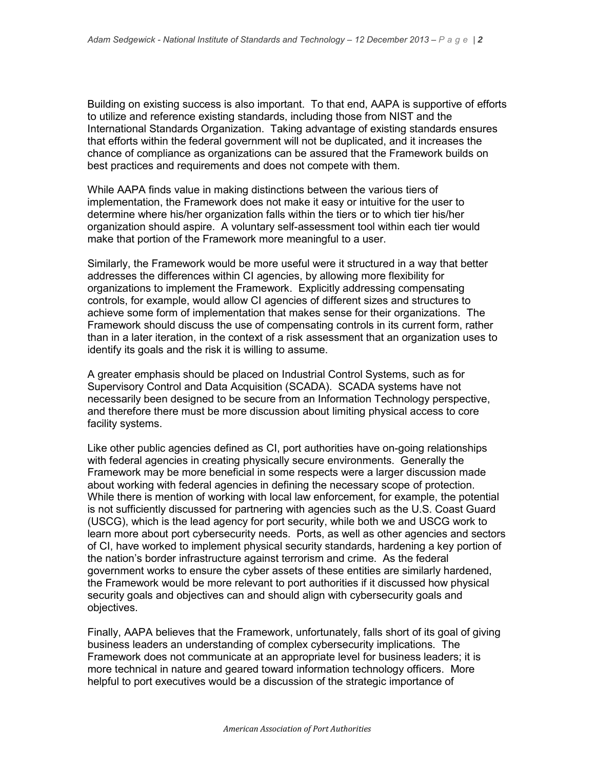Building on existing success is also important. To that end, AAPA is supportive of efforts to utilize and reference existing standards, including those from NIST and the International Standards Organization. Taking advantage of existing standards ensures that efforts within the federal government will not be duplicated, and it increases the chance of compliance as organizations can be assured that the Framework builds on best practices and requirements and does not compete with them.

While AAPA finds value in making distinctions between the various tiers of implementation, the Framework does not make it easy or intuitive for the user to determine where his/her organization falls within the tiers or to which tier his/her organization should aspire. A voluntary self-assessment tool within each tier would make that portion of the Framework more meaningful to a user.

Similarly, the Framework would be more useful were it structured in a way that better addresses the differences within CI agencies, by allowing more flexibility for organizations to implement the Framework. Explicitly addressing compensating controls, for example, would allow CI agencies of different sizes and structures to achieve some form of implementation that makes sense for their organizations. The Framework should discuss the use of compensating controls in its current form, rather than in a later iteration, in the context of a risk assessment that an organization uses to identify its goals and the risk it is willing to assume.

A greater emphasis should be placed on Industrial Control Systems, such as for Supervisory Control and Data Acquisition (SCADA). SCADA systems have not necessarily been designed to be secure from an Information Technology perspective, and therefore there must be more discussion about limiting physical access to core facility systems.

Like other public agencies defined as CI, port authorities have on-going relationships with federal agencies in creating physically secure environments. Generally the Framework may be more beneficial in some respects were a larger discussion made about working with federal agencies in defining the necessary scope of protection. While there is mention of working with local law enforcement, for example, the potential is not sufficiently discussed for partnering with agencies such as the U.S. Coast Guard (USCG), which is the lead agency for port security, while both we and USCG work to learn more about port cybersecurity needs. Ports, as well as other agencies and sectors of CI, have worked to implement physical security standards, hardening a key portion of the nation's border infrastructure against terrorism and crime. As the federal government works to ensure the cyber assets of these entities are similarly hardened, the Framework would be more relevant to port authorities if it discussed how physical security goals and objectives can and should align with cybersecurity goals and objectives.

Finally, AAPA believes that the Framework, unfortunately, falls short of its goal of giving business leaders an understanding of complex cybersecurity implications. The Framework does not communicate at an appropriate level for business leaders; it is more technical in nature and geared toward information technology officers. More helpful to port executives would be a discussion of the strategic importance of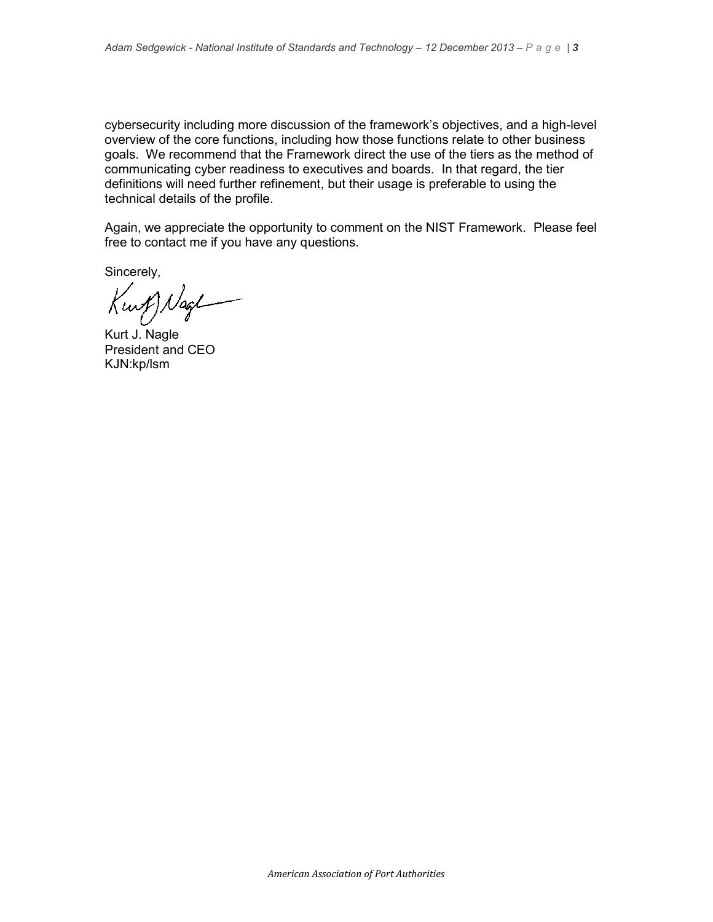cybersecurity including more discussion of the framework's objectives, and a high-level overview of the core functions, including how those functions relate to other business goals. We recommend that the Framework direct the use of the tiers as the method of communicating cyber readiness to executives and boards. In that regard, the tier definitions will need further refinement, but their usage is preferable to using the technical details of the profile.

Again, we appreciate the opportunity to comment on the NIST Framework. Please feel free to contact me if you have any questions.

Sincerely,

Kurt J. Nagle
President and CEO
KJN:kp/lsm